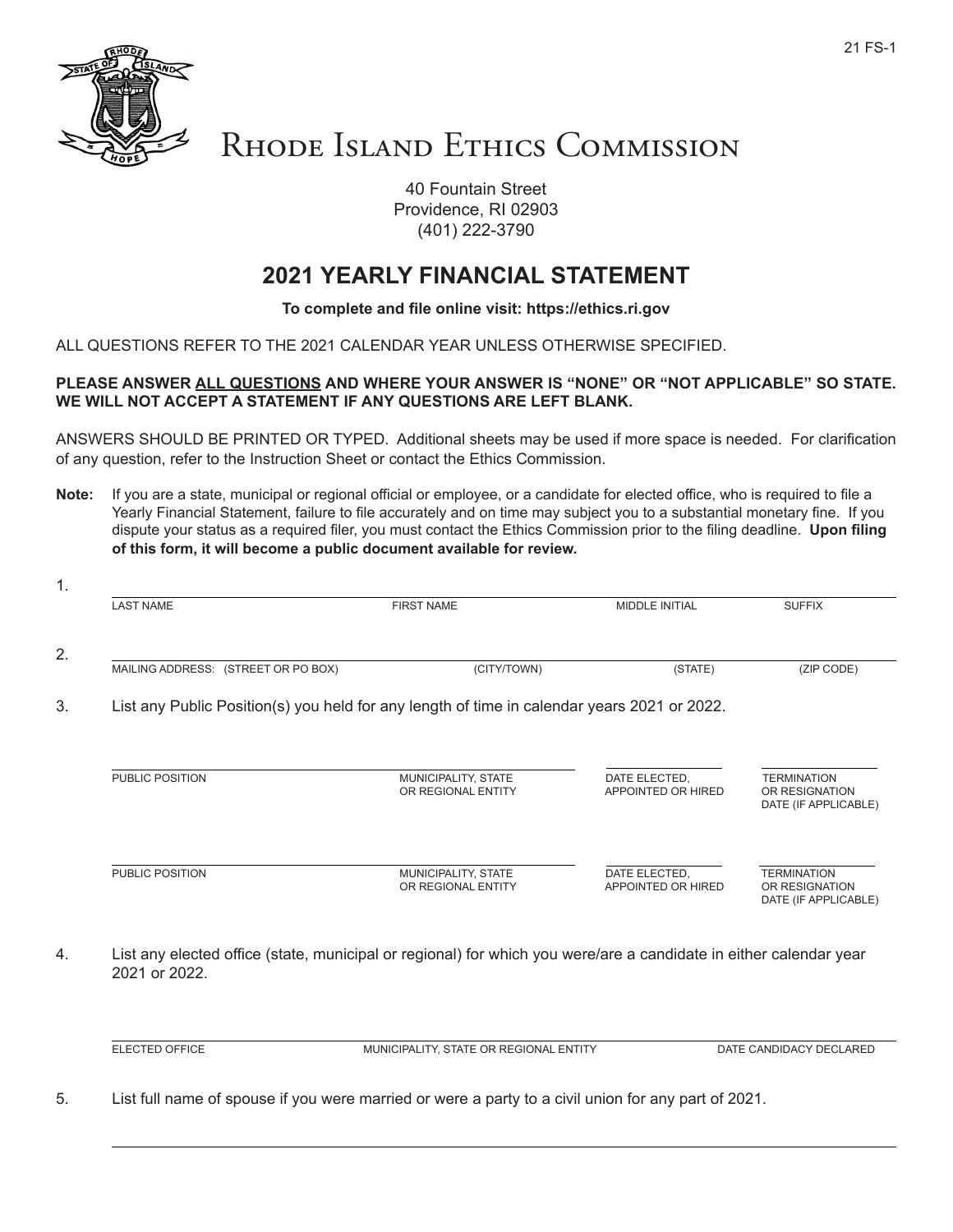21 FS-1

# Rhode Island Ethics Commission

40 Fountain Street
Providence, RI 02903
(401) 222-3790

## 2021 YEARLY FINANCIAL STATEMENT

**To complete and file online visit: https://ethics.ri.gov**

ALL QUESTIONS REFER TO THE 2021 CALENDAR YEAR UNLESS OTHERWISE SPECIFIED.

**PLEASE ANSWER ALL QUESTIONS AND WHERE YOUR ANSWER IS "NONE" OR "NOT APPLICABLE" SO STATE. WE WILL NOT ACCEPT A STATEMENT IF ANY QUESTIONS ARE LEFT BLANK.**

ANSWERS SHOULD BE PRINTED OR TYPED. Additional sheets may be used if more space is needed. For clarification of any question, refer to the Instruction Sheet or contact the Ethics Commission.

**Note:** If you are a state, municipal or regional official or employee, or a candidate for elected office, who is required to file a Yearly Financial Statement, failure to file accurately and on time may subject you to a substantial monetary fine. If you dispute your status as a required filer, you must contact the Ethics Commission prior to the filing deadline. **Upon filing of this form, it will become a public document available for review.**

1.

| LAST NAME | FIRST NAME | MIDDLE INITIAL | SUFFIX |
|---|---|---|---|
| | | | |

2.

| MAILING ADDRESS: (STREET OR PO BOX) | (CITY/TOWN) | (STATE) | (ZIP CODE) |
|---|---|---|---|
| | | | |

3. List any Public Position(s) you held for any length of time in calendar years 2021 or 2022.

| PUBLIC POSITION | MUNICIPALITY, STATE OR REGIONAL ENTITY | DATE ELECTED, APPOINTED OR HIRED | TERMINATION OR RESIGNATION DATE (IF APPLICABLE) |
|---|---|---|---|
| | | | |
| | | | |

4. List any elected office (state, municipal or regional) for which you were/are a candidate in either calendar year 2021 or 2022.

| ELECTED OFFICE | MUNICIPALITY, STATE OR REGIONAL ENTITY | DATE CANDIDACY DECLARED |
|---|---|---|
| | | |

5. List full name of spouse if you were married or were a party to a civil union for any part of 2021.

\_\_\_\_\_\_\_\_\_\_\_\_\_\_\_\_\_\_\_\_\_\_\_\_\_\_\_\_\_\_\_\_\_\_\_\_\_\_\_\_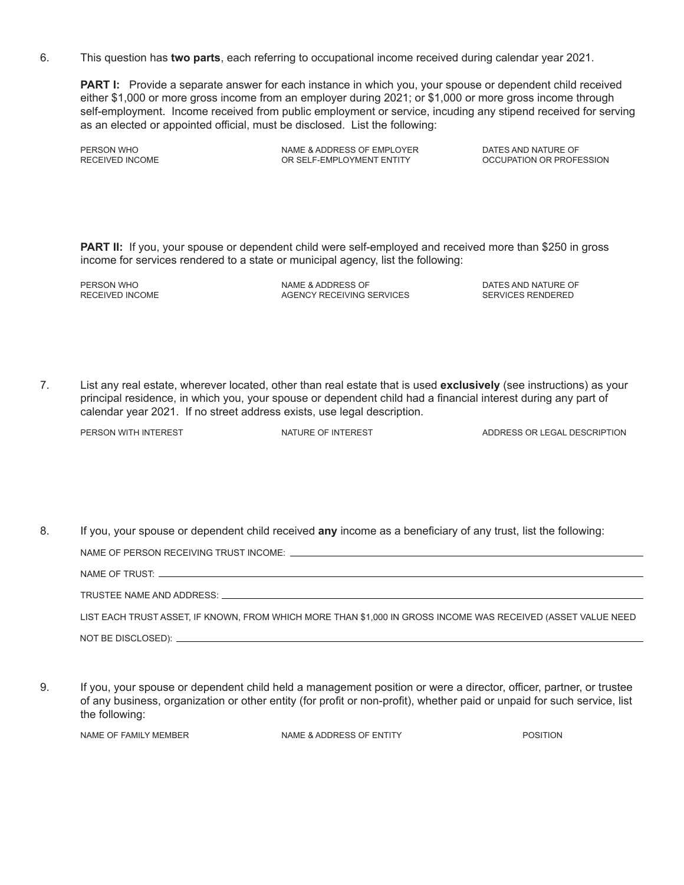6. This question has **two parts**, each referring to occupational income received during calendar year 2021.

   **PART I:** Provide a separate answer for each instance in which you, your spouse or dependent child received either $1,000 or more gross income from an employer during 2021; or $1,000 or more gross income through self-employment. Income received from public employment or service, incuding any stipend received for serving as an elected or appointed official, must be disclosed. List the following:

| PERSON WHO RECEIVED INCOME | NAME & ADDRESS OF EMPLOYER OR SELF-EMPLOYMENT ENTITY | DATES AND NATURE OF OCCUPATION OR PROFESSION |
| --- | --- | --- |
| | | |

   **PART II:** If you, your spouse or dependent child were self-employed and received more than $250 in gross income for services rendered to a state or municipal agency, list the following:

| PERSON WHO RECEIVED INCOME | NAME & ADDRESS OF AGENCY RECEIVING SERVICES | DATES AND NATURE OF SERVICES RENDERED |
| --- | --- | --- |
| | | |

7. List any real estate, wherever located, other than real estate that is used **exclusively** (see instructions) as your principal residence, in which you, your spouse or dependent child had a financial interest during any part of calendar year 2021. If no street address exists, use legal description.

| PERSON WITH INTEREST | NATURE OF INTEREST | ADDRESS OR LEGAL DESCRIPTION |
| --- | --- | --- |
| | | |

8. If you, your spouse or dependent child received **any** income as a beneficiary of any trust, list the following:

   NAME OF PERSON RECEIVING TRUST INCOME: ____________________

   NAME OF TRUST: ____________________

   TRUSTEE NAME AND ADDRESS: ____________________

   LIST EACH TRUST ASSET, IF KNOWN, FROM WHICH MORE THAN $1,000 IN GROSS INCOME WAS RECEIVED (ASSET VALUE NEED NOT BE DISCLOSED): ____________________

9. If you, your spouse or dependent child held a management position or were a director, officer, partner, or trustee of any business, organization or other entity (for profit or non-profit), whether paid or unpaid for such service, list the following:

| NAME OF FAMILY MEMBER | NAME & ADDRESS OF ENTITY | POSITION |
| --- | --- | --- |
| | | |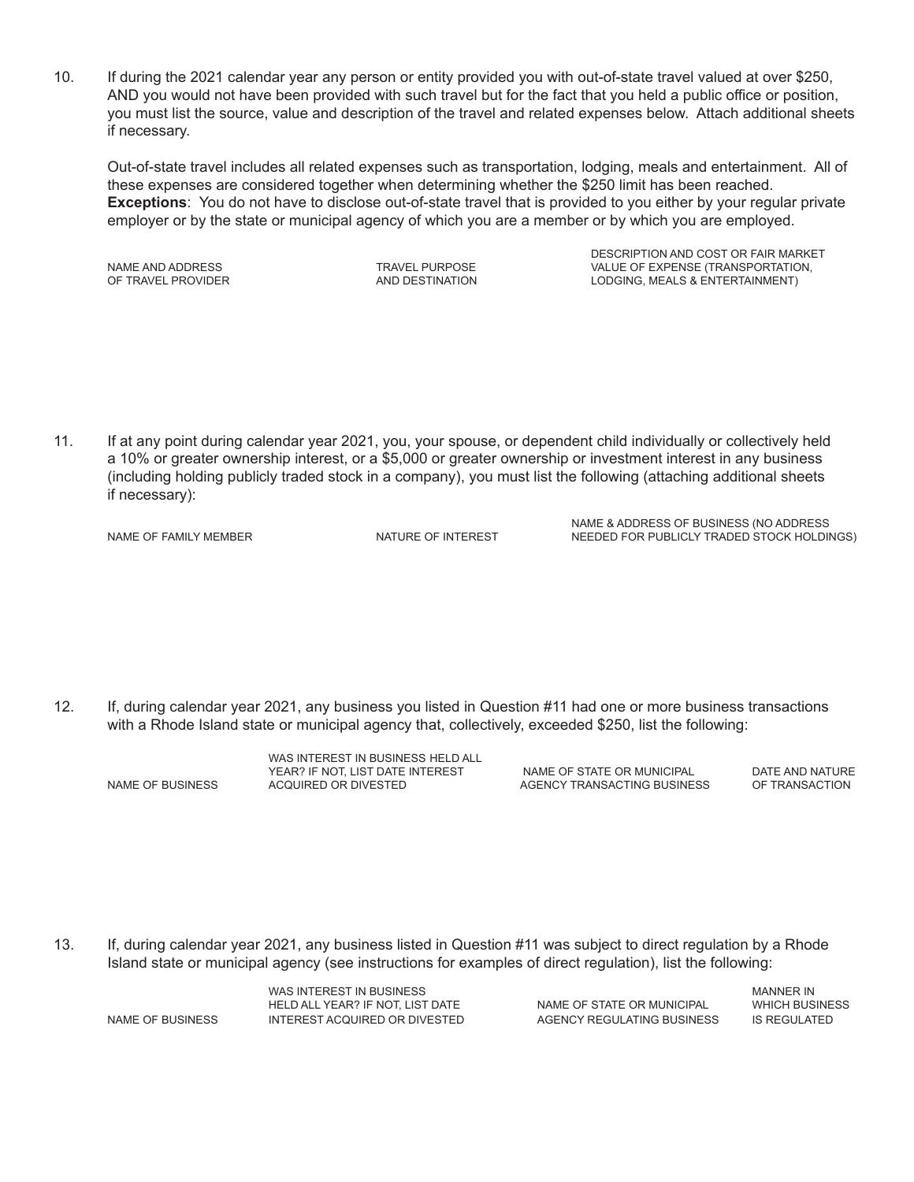10. If during the 2021 calendar year any person or entity provided you with out-of-state travel valued at over $250, AND you would not have been provided with such travel but for the fact that you held a public office or position, you must list the source, value and description of the travel and related expenses below. Attach additional sheets if necessary.

    Out-of-state travel includes all related expenses such as transportation, lodging, meals and entertainment. All of these expenses are considered together when determining whether the $250 limit has been reached. **Exceptions**: You do not have to disclose out-of-state travel that is provided to you either by your regular private employer or by the state or municipal agency of which you are a member or by which you are employed.

| NAME AND ADDRESS OF TRAVEL PROVIDER | TRAVEL PURPOSE AND DESTINATION | DESCRIPTION AND COST OR FAIR MARKET VALUE OF EXPENSE (TRANSPORTATION, LODGING, MEALS & ENTERTAINMENT) |
|---|---|---|
| | | |

11. If at any point during calendar year 2021, you, your spouse, or dependent child individually or collectively held a 10% or greater ownership interest, or a $5,000 or greater ownership or investment interest in any business (including holding publicly traded stock in a company), you must list the following (attaching additional sheets if necessary):

| NAME OF FAMILY MEMBER | NATURE OF INTEREST | NAME & ADDRESS OF BUSINESS (NO ADDRESS NEEDED FOR PUBLICLY TRADED STOCK HOLDINGS) |
|---|---|---|
| | | |

12. If, during calendar year 2021, any business you listed in Question #11 had one or more business transactions with a Rhode Island state or municipal agency that, collectively, exceeded $250, list the following:

| NAME OF BUSINESS | WAS INTEREST IN BUSINESS HELD ALL YEAR? IF NOT, LIST DATE INTEREST ACQUIRED OR DIVESTED | NAME OF STATE OR MUNICIPAL AGENCY TRANSACTING BUSINESS | DATE AND NATURE OF TRANSACTION |
|---|---|---|---|
| | | | |

13. If, during calendar year 2021, any business listed in Question #11 was subject to direct regulation by a Rhode Island state or municipal agency (see instructions for examples of direct regulation), list the following:

| NAME OF BUSINESS | WAS INTEREST IN BUSINESS HELD ALL YEAR? IF NOT, LIST DATE INTEREST ACQUIRED OR DIVESTED | NAME OF STATE OR MUNICIPAL AGENCY REGULATING BUSINESS | MANNER IN WHICH BUSINESS IS REGULATED |
|---|---|---|---|
| | | | |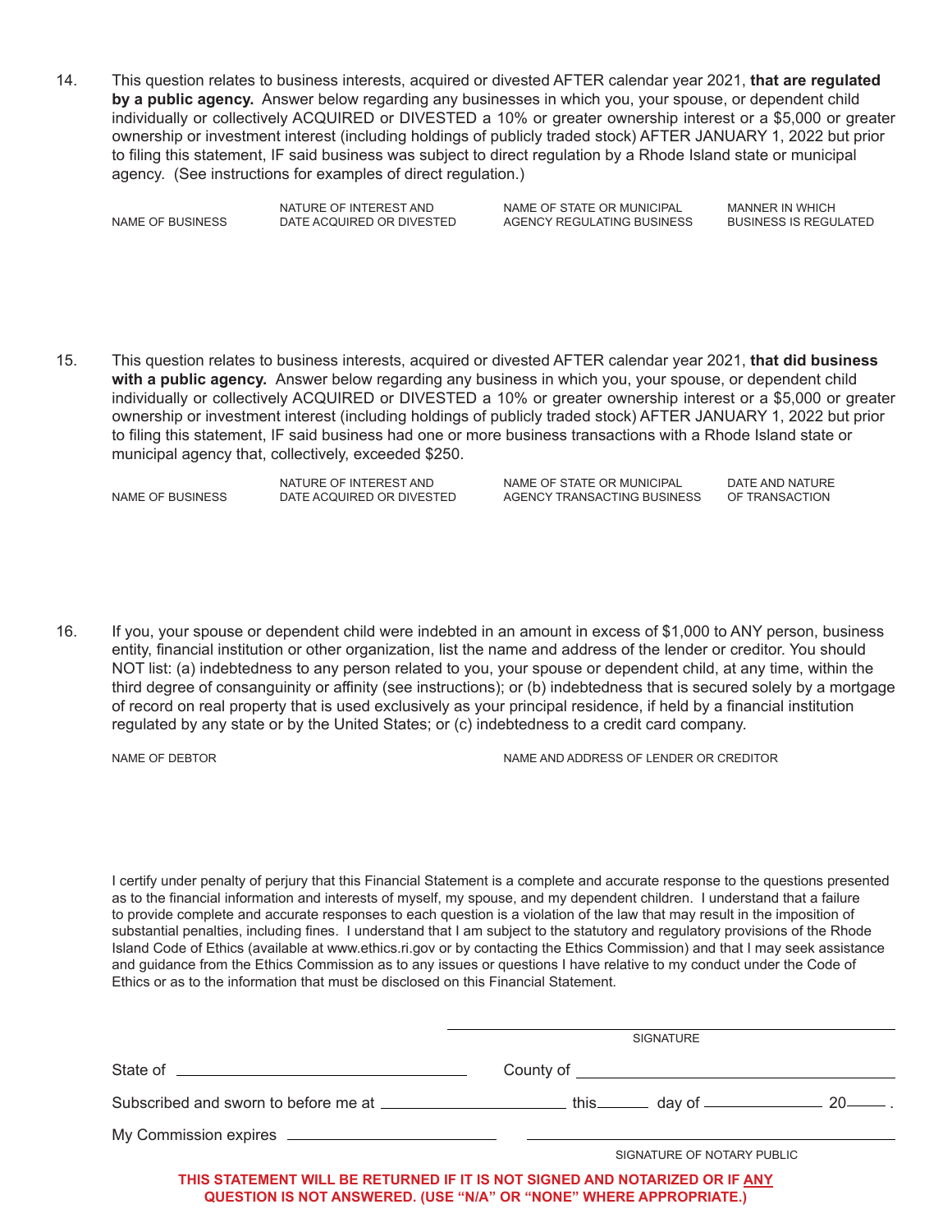14. This question relates to business interests, acquired or divested AFTER calendar year 2021, **that are regulated by a public agency.** Answer below regarding any businesses in which you, your spouse, or dependent child individually or collectively ACQUIRED or DIVESTED a 10% or greater ownership interest or a $5,000 or greater ownership or investment interest (including holdings of publicly traded stock) AFTER JANUARY 1, 2022 but prior to filing this statement, IF said business was subject to direct regulation by a Rhode Island state or municipal agency. (See instructions for examples of direct regulation.)

| NAME OF BUSINESS | NATURE OF INTEREST AND DATE ACQUIRED OR DIVESTED | NAME OF STATE OR MUNICIPAL AGENCY REGULATING BUSINESS | MANNER IN WHICH BUSINESS IS REGULATED |
|---|---|---|---|
| | | | |

15. This question relates to business interests, acquired or divested AFTER calendar year 2021, **that did business with a public agency.** Answer below regarding any business in which you, your spouse, or dependent child individually or collectively ACQUIRED or DIVESTED a 10% or greater ownership interest or a $5,000 or greater ownership or investment interest (including holdings of publicly traded stock) AFTER JANUARY 1, 2022 but prior to filing this statement, IF said business had one or more business transactions with a Rhode Island state or municipal agency that, collectively, exceeded $250.

| NAME OF BUSINESS | NATURE OF INTEREST AND DATE ACQUIRED OR DIVESTED | NAME OF STATE OR MUNICIPAL AGENCY TRANSACTING BUSINESS | DATE AND NATURE OF TRANSACTION |
|---|---|---|---|
| | | | |

16. If you, your spouse or dependent child were indebted in an amount in excess of $1,000 to ANY person, business entity, financial institution or other organization, list the name and address of the lender or creditor. You should NOT list: (a) indebtedness to any person related to you, your spouse or dependent child, at any time, within the third degree of consanguinity or affinity (see instructions); or (b) indebtedness that is secured solely by a mortgage of record on real property that is used exclusively as your principal residence, if held by a financial institution regulated by any state or by the United States; or (c) indebtedness to a credit card company.

| NAME OF DEBTOR | NAME AND ADDRESS OF LENDER OR CREDITOR |
|---|---|
| | |

I certify under penalty of perjury that this Financial Statement is a complete and accurate response to the questions presented as to the financial information and interests of myself, my spouse, and my dependent children. I understand that a failure to provide complete and accurate responses to each question is a violation of the law that may result in the imposition of substantial penalties, including fines. I understand that I am subject to the statutory and regulatory provisions of the Rhode Island Code of Ethics (available at www.ethics.ri.gov or by contacting the Ethics Commission) and that I may seek assistance and guidance from the Ethics Commission as to any issues or questions I have relative to my conduct under the Code of Ethics or as to the information that must be disclosed on this Financial Statement.

______________________________
SIGNATURE

State of ______________________________ County of ______________________________

Subscribed and sworn to before me at ____________________ this ______ day of ______________ 20____ .

My Commission expires ______________________ ______________________________
SIGNATURE OF NOTARY PUBLIC

**THIS STATEMENT WILL BE RETURNED IF IT IS NOT SIGNED AND NOTARIZED OR IF ANY QUESTION IS NOT ANSWERED. (USE "N/A" OR "NONE" WHERE APPROPRIATE.)**